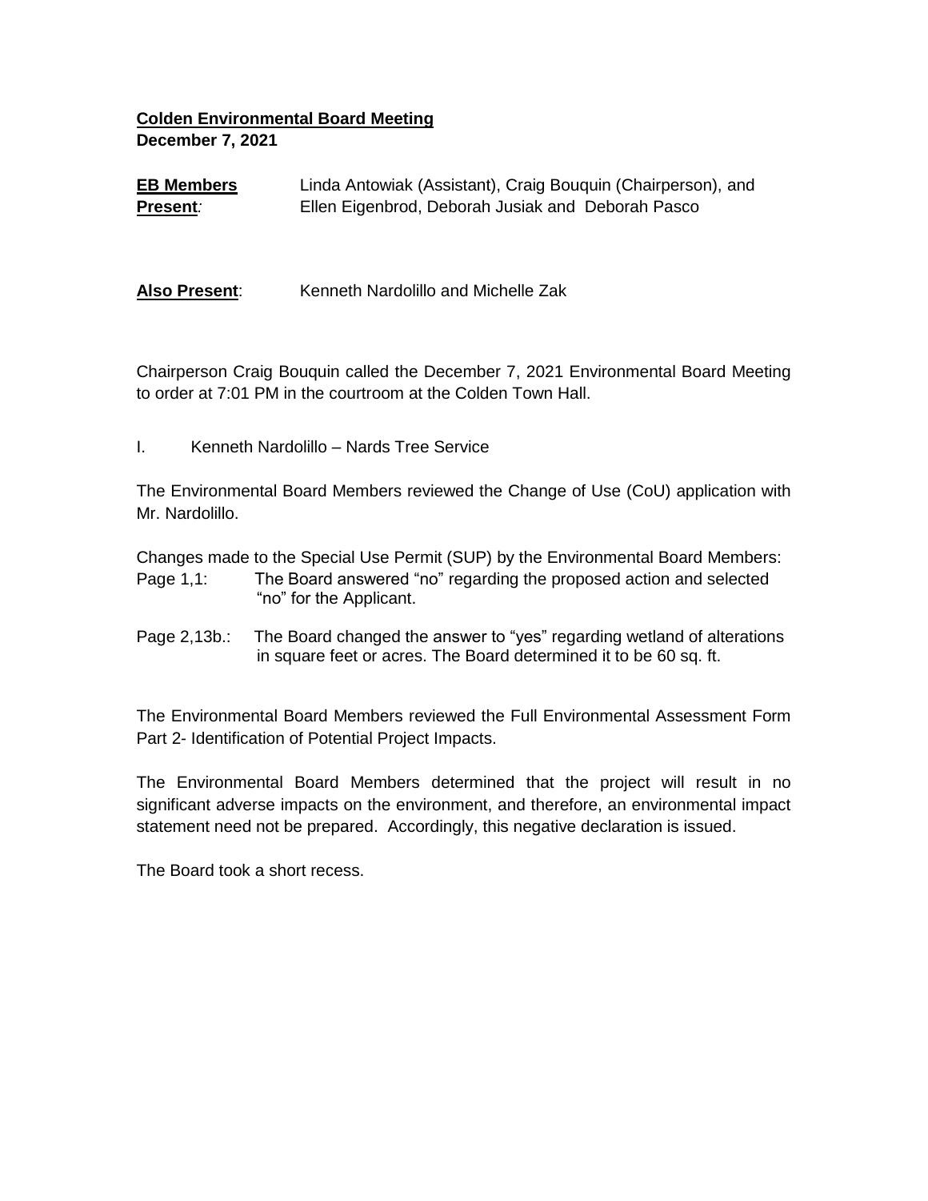**Colden Environmental Board Meeting**
**December 7, 2021**

**EB Members Present:** Linda Antowiak (Assistant), Craig Bouquin (Chairperson), and Ellen Eigenbrod, Deborah Jusiak and Deborah Pasco

**Also Present**: Kenneth Nardolillo and Michelle Zak

Chairperson Craig Bouquin called the December 7, 2021 Environmental Board Meeting to order at 7:01 PM in the courtroom at the Colden Town Hall.

I. Kenneth Nardolillo – Nards Tree Service

The Environmental Board Members reviewed the Change of Use (CoU) application with Mr. Nardolillo.

Changes made to the Special Use Permit (SUP) by the Environmental Board Members:

Page 1,1: The Board answered "no" regarding the proposed action and selected "no" for the Applicant.

Page 2,13b.: The Board changed the answer to "yes" regarding wetland of alterations in square feet or acres. The Board determined it to be 60 sq. ft.

The Environmental Board Members reviewed the Full Environmental Assessment Form Part 2- Identification of Potential Project Impacts.

The Environmental Board Members determined that the project will result in no significant adverse impacts on the environment, and therefore, an environmental impact statement need not be prepared. Accordingly, this negative declaration is issued.

The Board took a short recess.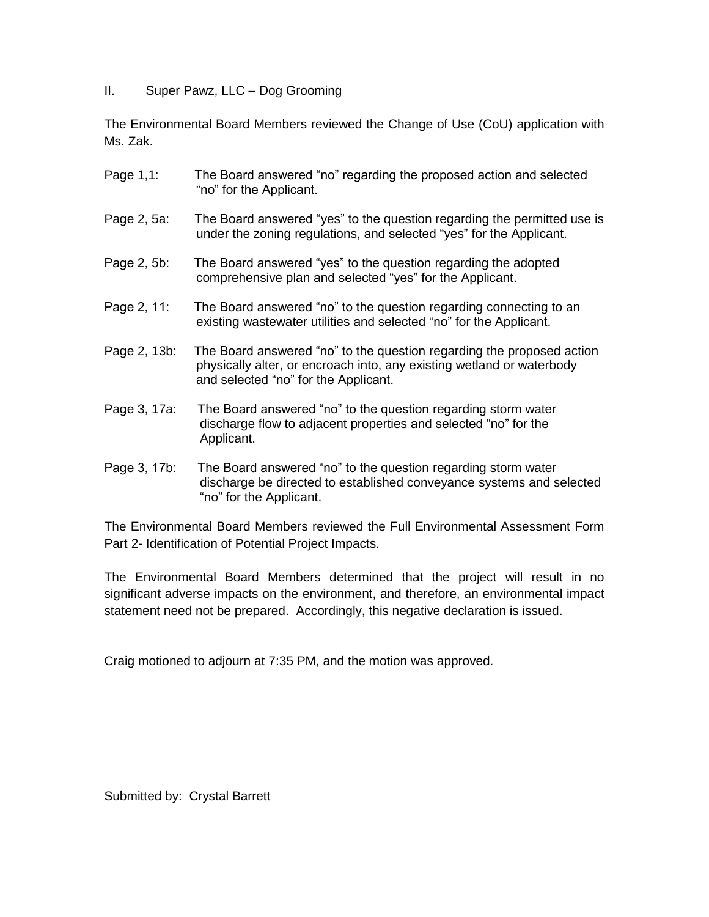II. Super Pawz, LLC – Dog Grooming

The Environmental Board Members reviewed the Change of Use (CoU) application with Ms. Zak.

Page 1,1: The Board answered "no" regarding the proposed action and selected "no" for the Applicant.

Page 2, 5a: The Board answered "yes" to the question regarding the permitted use is under the zoning regulations, and selected "yes" for the Applicant.

Page 2, 5b: The Board answered "yes" to the question regarding the adopted comprehensive plan and selected "yes" for the Applicant.

Page 2, 11: The Board answered "no" to the question regarding connecting to an existing wastewater utilities and selected "no" for the Applicant.

Page 2, 13b: The Board answered "no" to the question regarding the proposed action physically alter, or encroach into, any existing wetland or waterbody and selected "no" for the Applicant.

Page 3, 17a: The Board answered "no" to the question regarding storm water discharge flow to adjacent properties and selected "no" for the Applicant.

Page 3, 17b: The Board answered "no" to the question regarding storm water discharge be directed to established conveyance systems and selected "no" for the Applicant.

The Environmental Board Members reviewed the Full Environmental Assessment Form Part 2- Identification of Potential Project Impacts.

The Environmental Board Members determined that the project will result in no significant adverse impacts on the environment, and therefore, an environmental impact statement need not be prepared. Accordingly, this negative declaration is issued.

Craig motioned to adjourn at 7:35 PM, and the motion was approved.

Submitted by: Crystal Barrett